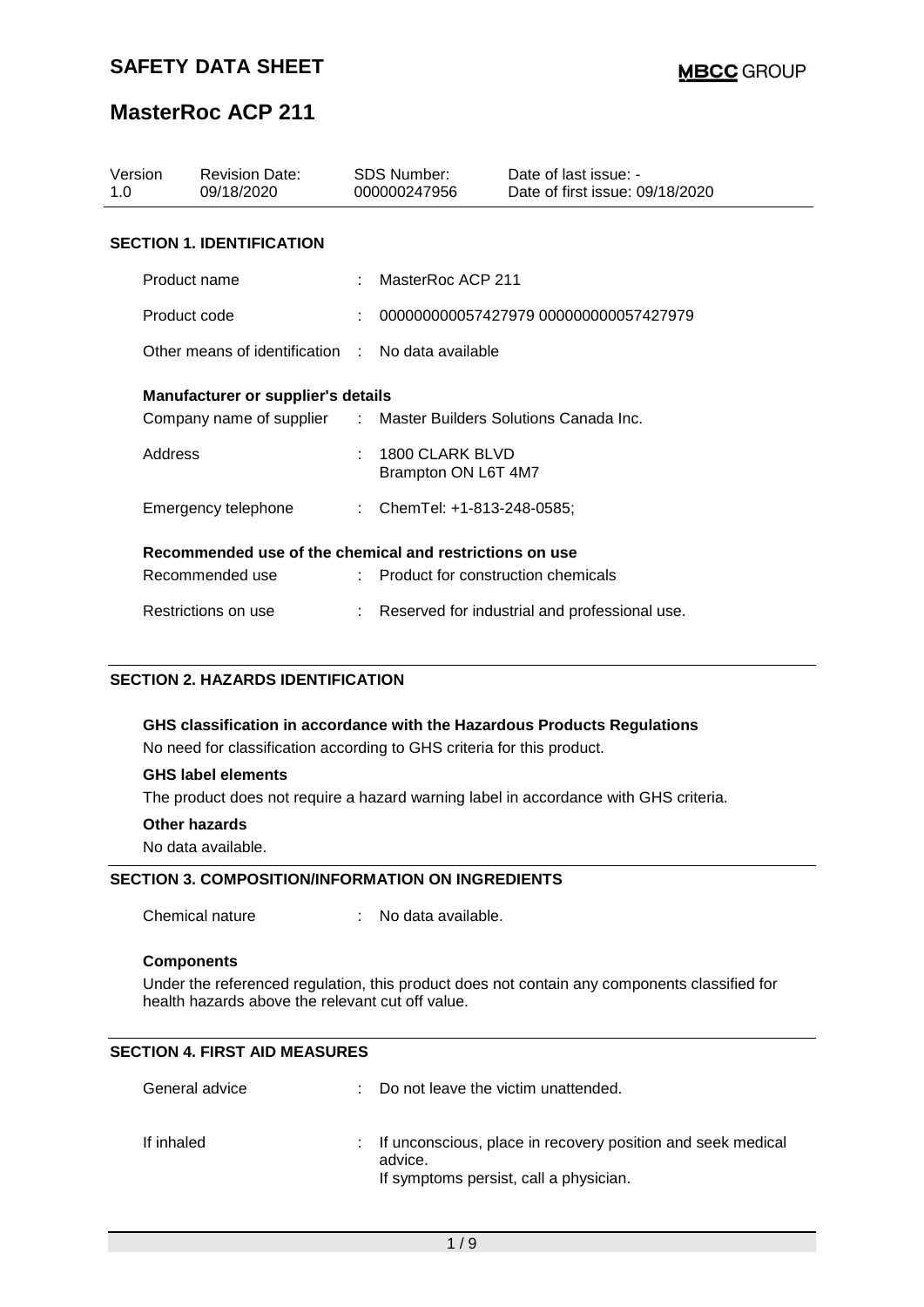# SAFETY DATA SHEET

**MBCC GROUP**

# MasterRoc ACP 211

| Version | Revision Date: | SDS Number: | Date of last issue: - |
|---|---|---|---|
| 1.0 | 09/18/2020 | 000000247956 | Date of first issue: 09/18/2020 |

## SECTION 1. IDENTIFICATION

| | | |
|---|---|---|
| Product name | : | MasterRoc ACP 211 |
| Product code | : | 000000000057427979 000000000057427979 |
| Other means of identification | : | No data available |

**Manufacturer or supplier's details**

| | | |
|---|---|---|
| Company name of supplier | : | Master Builders Solutions Canada Inc. |
| Address | : | 1800 CLARK BLVD<br>Brampton ON L6T 4M7 |
| Emergency telephone | : | ChemTel: +1-813-248-0585; |

**Recommended use of the chemical and restrictions on use**

| | | |
|---|---|---|
| Recommended use | : | Product for construction chemicals |
| Restrictions on use | : | Reserved for industrial and professional use. |

## SECTION 2. HAZARDS IDENTIFICATION

**GHS classification in accordance with the Hazardous Products Regulations**

No need for classification according to GHS criteria for this product.

**GHS label elements**

The product does not require a hazard warning label in accordance with GHS criteria.

**Other hazards**

No data available.

## SECTION 3. COMPOSITION/INFORMATION ON INGREDIENTS

Chemical nature : No data available.

**Components**

Under the referenced regulation, this product does not contain any components classified for health hazards above the relevant cut off value.

## SECTION 4. FIRST AID MEASURES

| | | |
|---|---|---|
| General advice | : | Do not leave the victim unattended. |
| If inhaled | : | If unconscious, place in recovery position and seek medical advice.<br>If symptoms persist, call a physician. |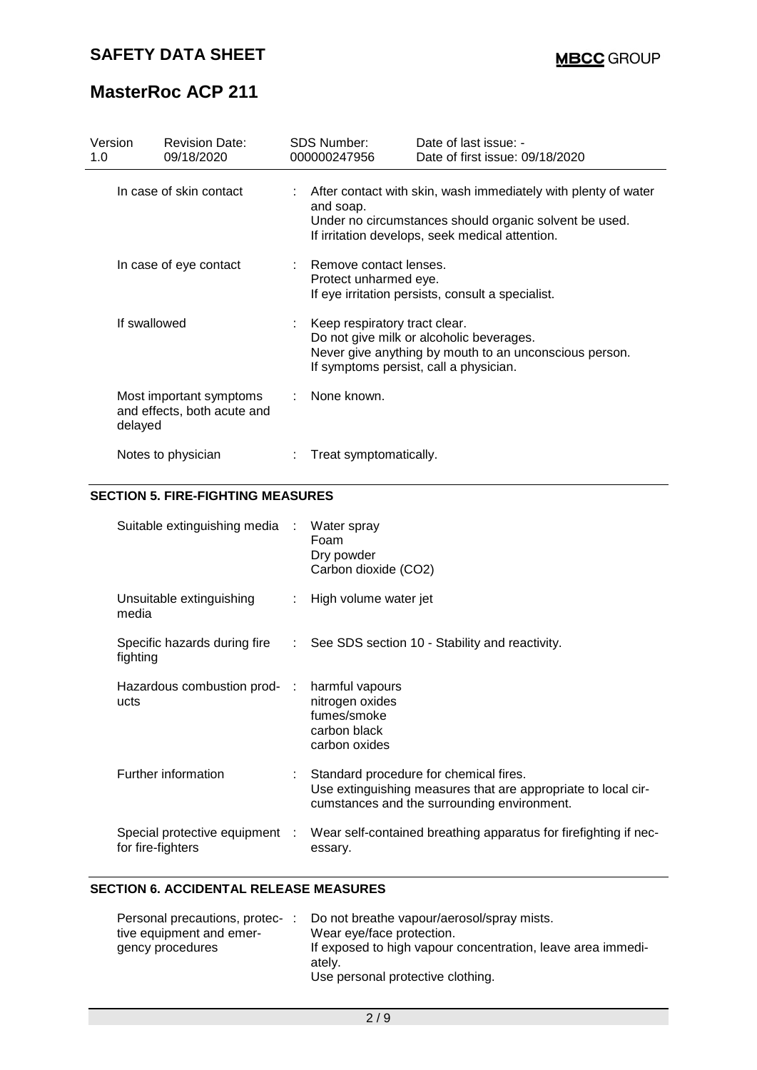| Version 1.0 | Revision Date: 09/18/2020 | SDS Number: 000000247956 | Date of last issue: - Date of first issue: 09/18/2020 |
|---|---|---|---|

| | |
|---|---|
| In case of skin contact | After contact with skin, wash immediately with plenty of water and soap.<br>Under no circumstances should organic solvent be used.<br>If irritation develops, seek medical attention. |
| In case of eye contact | Remove contact lenses.<br>Protect unharmed eye.<br>If eye irritation persists, consult a specialist. |
| If swallowed | Keep respiratory tract clear.<br>Do not give milk or alcoholic beverages.<br>Never give anything by mouth to an unconscious person.<br>If symptoms persist, call a physician. |
| Most important symptoms and effects, both acute and delayed | None known. |
| Notes to physician | Treat symptomatically. |

## SECTION 5. FIRE-FIGHTING MEASURES

| | |
|---|---|
| Suitable extinguishing media | Water spray<br>Foam<br>Dry powder<br>Carbon dioxide (CO2) |
| Unsuitable extinguishing media | High volume water jet |
| Specific hazards during fire fighting | See SDS section 10 - Stability and reactivity. |
| Hazardous combustion products | harmful vapours<br>nitrogen oxides<br>fumes/smoke<br>carbon black<br>carbon oxides |
| Further information | Standard procedure for chemical fires.<br>Use extinguishing measures that are appropriate to local circumstances and the surrounding environment. |
| Special protective equipment for fire-fighters | Wear self-contained breathing apparatus for firefighting if necessary. |

## SECTION 6. ACCIDENTAL RELEASE MEASURES

| | |
|---|---|
| Personal precautions, protective equipment and emergency procedures | Do not breathe vapour/aerosol/spray mists.<br>Wear eye/face protection.<br>If exposed to high vapour concentration, leave area immediately.<br>Use personal protective clothing. |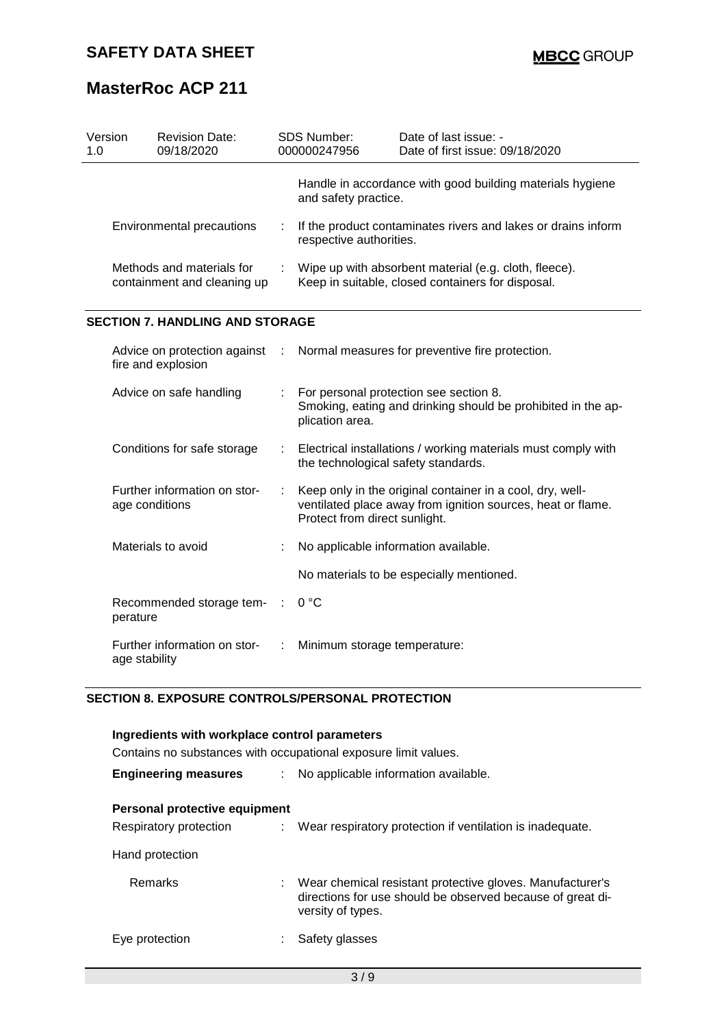| Version 1.0 | Revision Date: 09/18/2020 | SDS Number: 000000247956 | Date of last issue: - Date of first issue: 09/18/2020 |
|---|---|---|---|

| | | |
|---|---|---|
| | | Handle in accordance with good building materials hygiene and safety practice. |
| Environmental precautions | : | If the product contaminates rivers and lakes or drains inform respective authorities. |
| Methods and materials for containment and cleaning up | : | Wipe up with absorbent material (e.g. cloth, fleece). Keep in suitable, closed containers for disposal. |

## SECTION 7. HANDLING AND STORAGE

| | | |
|---|---|---|
| Advice on protection against fire and explosion | : | Normal measures for preventive fire protection. |
| Advice on safe handling | : | For personal protection see section 8. Smoking, eating and drinking should be prohibited in the application area. |
| Conditions for safe storage | : | Electrical installations / working materials must comply with the technological safety standards. |
| Further information on storage conditions | : | Keep only in the original container in a cool, dry, well-ventilated place away from ignition sources, heat or flame. Protect from direct sunlight. |
| Materials to avoid | : | No applicable information available. |
| | | No materials to be especially mentioned. |
| Recommended storage temperature | : | 0 °C |
| Further information on storage stability | : | Minimum storage temperature: |

## SECTION 8. EXPOSURE CONTROLS/PERSONAL PROTECTION

**Ingredients with workplace control parameters**

Contains no substances with occupational exposure limit values.

**Engineering measures** : No applicable information available.

**Personal protective equipment**

| | | |
|---|---|---|
| Respiratory protection | : | Wear respiratory protection if ventilation is inadequate. |
| Hand protection | | |
| Remarks | : | Wear chemical resistant protective gloves. Manufacturer's directions for use should be observed because of great diversity of types. |
| Eye protection | : | Safety glasses |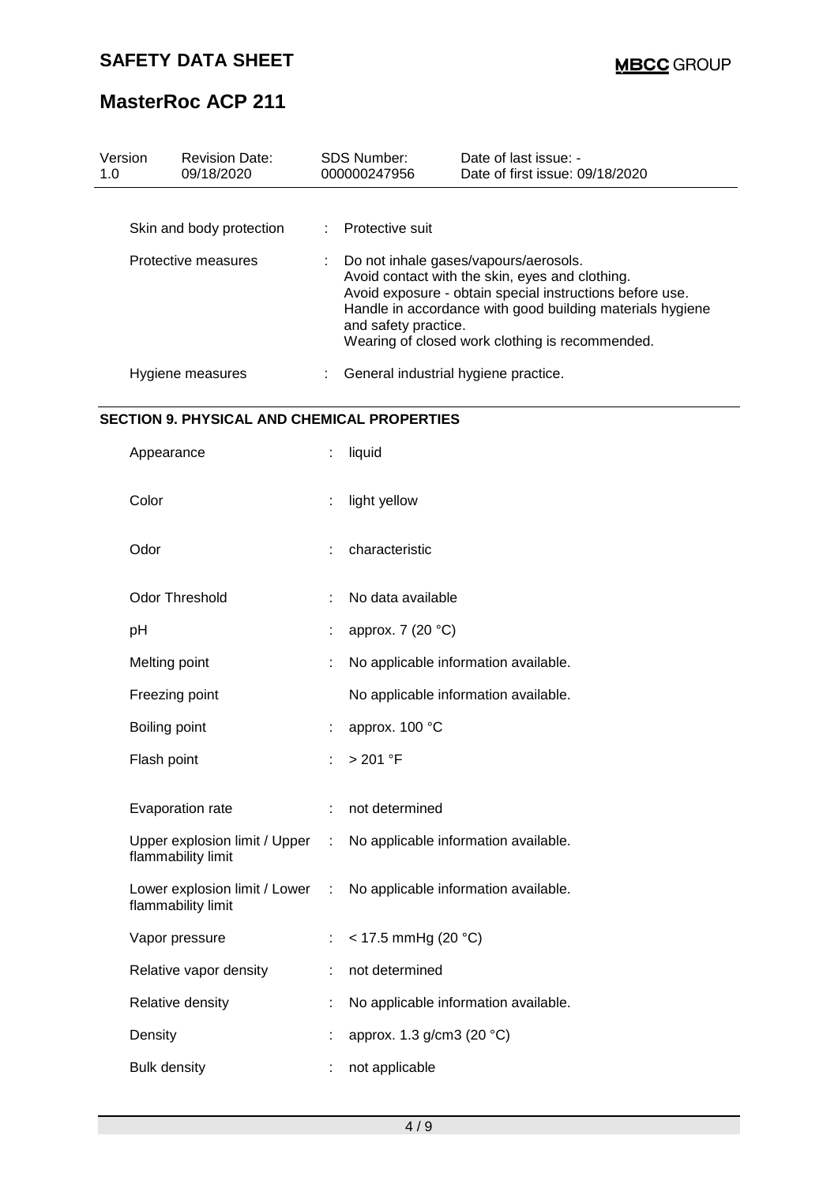| Version | Revision Date: | SDS Number: | Date of last issue: - |
|---|---|---|---|
| 1.0 | 09/18/2020 | 000000247956 | Date of first issue: 09/18/2020 |

Skin and body protection : Protective suit

Protective measures : Do not inhale gases/vapours/aerosols.
Avoid contact with the skin, eyes and clothing.
Avoid exposure - obtain special instructions before use.
Handle in accordance with good building materials hygiene and safety practice.
Wearing of closed work clothing is recommended.

Hygiene measures : General industrial hygiene practice.

## SECTION 9. PHYSICAL AND CHEMICAL PROPERTIES

| | |
|---|---|
| Appearance | : liquid |
| Color | : light yellow |
| Odor | : characteristic |
| Odor Threshold | : No data available |
| pH | : approx. 7 (20 °C) |
| Melting point | : No applicable information available. |
| Freezing point | No applicable information available. |
| Boiling point | : approx. 100 °C |
| Flash point | : > 201 °F |
| Evaporation rate | : not determined |
| Upper explosion limit / Upper flammability limit | : No applicable information available. |
| Lower explosion limit / Lower flammability limit | : No applicable information available. |
| Vapor pressure | : < 17.5 mmHg (20 °C) |
| Relative vapor density | : not determined |
| Relative density | : No applicable information available. |
| Density | : approx. 1.3 g/cm3 (20 °C) |
| Bulk density | : not applicable |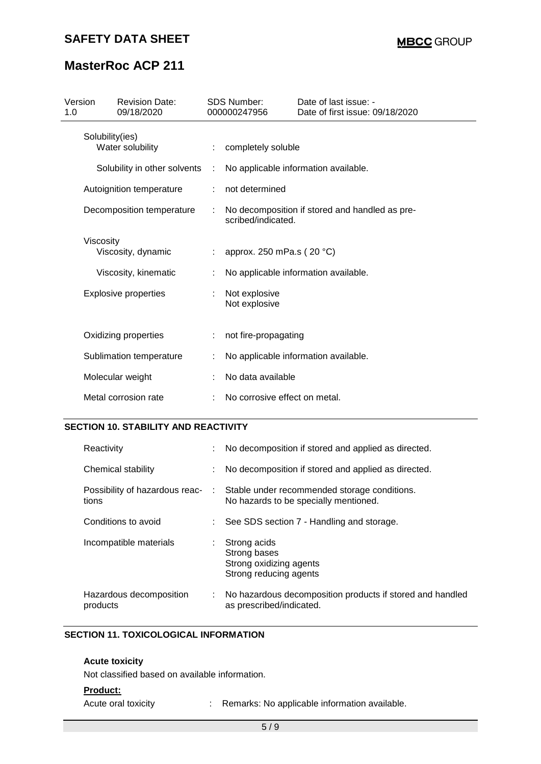| | | |
|---|---|---|
| Solubility(ies) | | |
| Water solubility | : | completely soluble |
| Solubility in other solvents | : | No applicable information available. |
| Autoignition temperature | : | not determined |
| Decomposition temperature | : | No decomposition if stored and handled as prescribed/indicated. |
| Viscosity | | |
| Viscosity, dynamic | : | approx. 250 mPa.s ( 20 °C) |
| Viscosity, kinematic | : | No applicable information available. |
| Explosive properties | : | Not explosive<br>Not explosive |
| Oxidizing properties | : | not fire-propagating |
| Sublimation temperature | : | No applicable information available. |
| Molecular weight | : | No data available |
| Metal corrosion rate | : | No corrosive effect on metal. |

## SECTION 10. STABILITY AND REACTIVITY

| | | |
|---|---|---|
| Reactivity | : | No decomposition if stored and applied as directed. |
| Chemical stability | : | No decomposition if stored and applied as directed. |
| Possibility of hazardous reactions | : | Stable under recommended storage conditions.<br>No hazards to be specially mentioned. |
| Conditions to avoid | : | See SDS section 7 - Handling and storage. |
| Incompatible materials | : | Strong acids<br>Strong bases<br>Strong oxidizing agents<br>Strong reducing agents |
| Hazardous decomposition products | : | No hazardous decomposition products if stored and handled as prescribed/indicated. |

## SECTION 11. TOXICOLOGICAL INFORMATION

**Acute toxicity**

Not classified based on available information.

**Product:**

| | | |
|---|---|---|
| Acute oral toxicity | : | Remarks: No applicable information available. |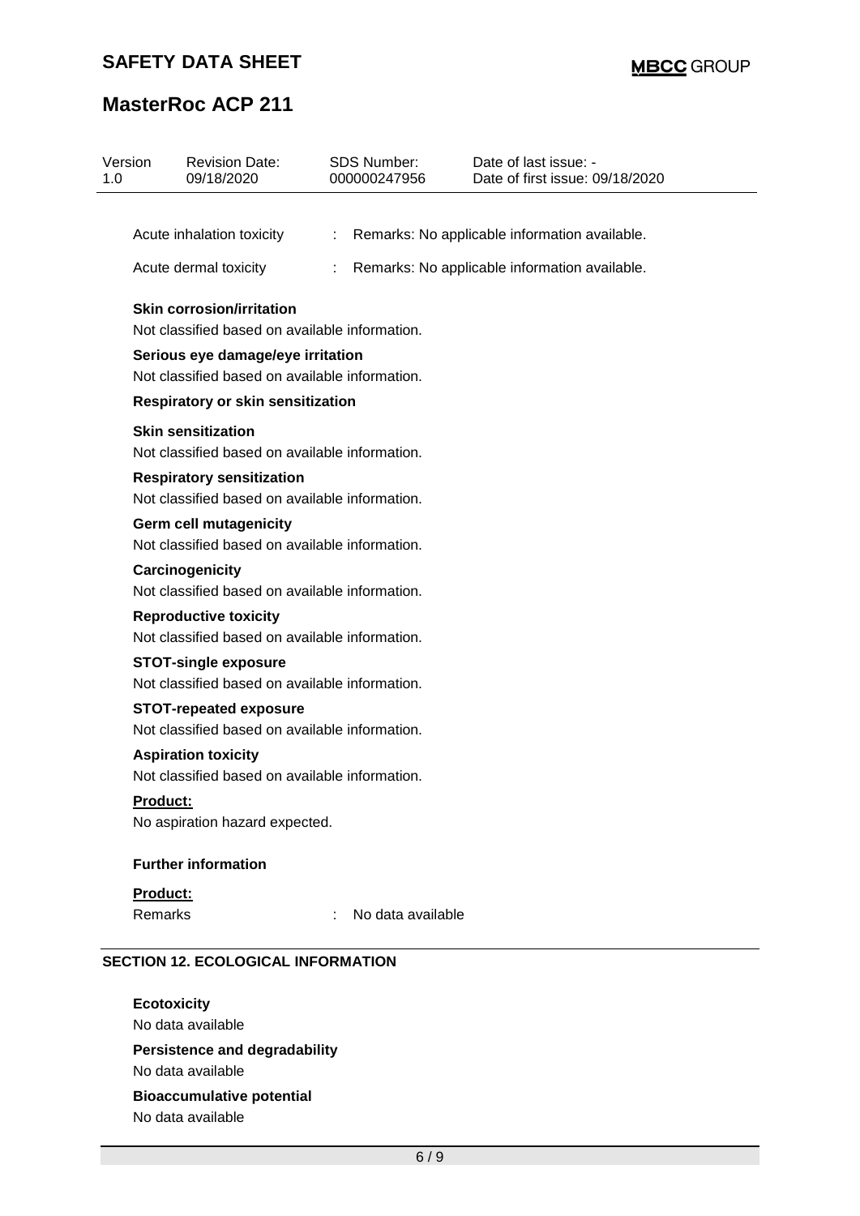Acute inhalation toxicity : Remarks: No applicable information available.

Acute dermal toxicity : Remarks: No applicable information available.

**Skin corrosion/irritation**

Not classified based on available information.

**Serious eye damage/eye irritation**

Not classified based on available information.

**Respiratory or skin sensitization**

**Skin sensitization**

Not classified based on available information.

**Respiratory sensitization**

Not classified based on available information.

**Germ cell mutagenicity**

Not classified based on available information.

**Carcinogenicity**

Not classified based on available information.

**Reproductive toxicity**

Not classified based on available information.

**STOT-single exposure**

Not classified based on available information.

**STOT-repeated exposure**

Not classified based on available information.

**Aspiration toxicity**

Not classified based on available information.

**Product:**

No aspiration hazard expected.

**Further information**

**Product:**

Remarks : No data available

## SECTION 12. ECOLOGICAL INFORMATION

**Ecotoxicity**

No data available

**Persistence and degradability**

No data available

**Bioaccumulative potential**

No data available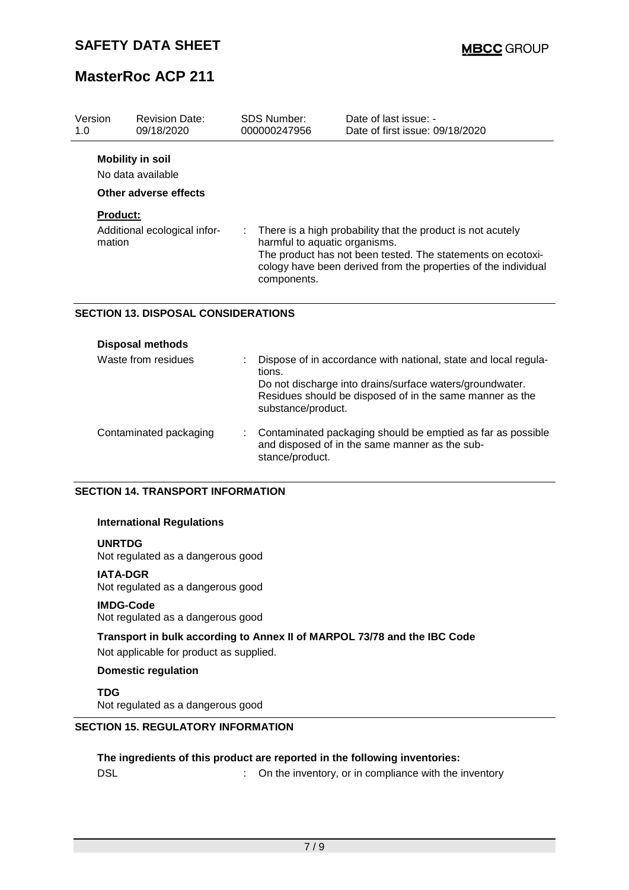**Mobility in soil**

No data available

**Other adverse effects**

**Product:**

Additional ecological information : There is a high probability that the product is not acutely harmful to aquatic organisms.
The product has not been tested. The statements on ecotoxicology have been derived from the properties of the individual components.

## SECTION 13. DISPOSAL CONSIDERATIONS

**Disposal methods**

Waste from residues : Dispose of in accordance with national, state and local regulations.
Do not discharge into drains/surface waters/groundwater.
Residues should be disposed of in the same manner as the substance/product.

Contaminated packaging : Contaminated packaging should be emptied as far as possible and disposed of in the same manner as the substance/product.

## SECTION 14. TRANSPORT INFORMATION

**International Regulations**

**UNRTDG**
Not regulated as a dangerous good

**IATA-DGR**
Not regulated as a dangerous good

**IMDG-Code**
Not regulated as a dangerous good

**Transport in bulk according to Annex II of MARPOL 73/78 and the IBC Code**

Not applicable for product as supplied.

**Domestic regulation**

**TDG**
Not regulated as a dangerous good

## SECTION 15. REGULATORY INFORMATION

**The ingredients of this product are reported in the following inventories:**

DSL : On the inventory, or in compliance with the inventory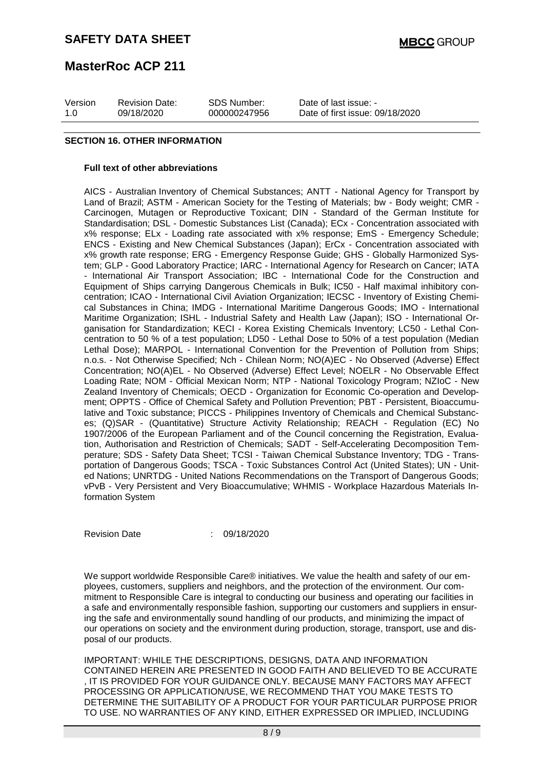## SECTION 16. OTHER INFORMATION

**Full text of other abbreviations**

AICS - Australian Inventory of Chemical Substances; ANTT - National Agency for Transport by Land of Brazil; ASTM - American Society for the Testing of Materials; bw - Body weight; CMR - Carcinogen, Mutagen or Reproductive Toxicant; DIN - Standard of the German Institute for Standardisation; DSL - Domestic Substances List (Canada); ECx - Concentration associated with x% response; ELx - Loading rate associated with x% response; EmS - Emergency Schedule; ENCS - Existing and New Chemical Substances (Japan); ErCx - Concentration associated with x% growth rate response; ERG - Emergency Response Guide; GHS - Globally Harmonized System; GLP - Good Laboratory Practice; IARC - International Agency for Research on Cancer; IATA - International Air Transport Association; IBC - International Code for the Construction and Equipment of Ships carrying Dangerous Chemicals in Bulk; IC50 - Half maximal inhibitory concentration; ICAO - International Civil Aviation Organization; IECSC - Inventory of Existing Chemical Substances in China; IMDG - International Maritime Dangerous Goods; IMO - International Maritime Organization; ISHL - Industrial Safety and Health Law (Japan); ISO - International Organisation for Standardization; KECI - Korea Existing Chemicals Inventory; LC50 - Lethal Concentration to 50 % of a test population; LD50 - Lethal Dose to 50% of a test population (Median Lethal Dose); MARPOL - International Convention for the Prevention of Pollution from Ships; n.o.s. - Not Otherwise Specified; Nch - Chilean Norm; NO(A)EC - No Observed (Adverse) Effect Concentration; NO(A)EL - No Observed (Adverse) Effect Level; NOELR - No Observable Effect Loading Rate; NOM - Official Mexican Norm; NTP - National Toxicology Program; NZIoC - New Zealand Inventory of Chemicals; OECD - Organization for Economic Co-operation and Development; OPPTS - Office of Chemical Safety and Pollution Prevention; PBT - Persistent, Bioaccumulative and Toxic substance; PICCS - Philippines Inventory of Chemicals and Chemical Substances; (Q)SAR - (Quantitative) Structure Activity Relationship; REACH - Regulation (EC) No 1907/2006 of the European Parliament and of the Council concerning the Registration, Evaluation, Authorisation and Restriction of Chemicals; SADT - Self-Accelerating Decomposition Temperature; SDS - Safety Data Sheet; TCSI - Taiwan Chemical Substance Inventory; TDG - Transportation of Dangerous Goods; TSCA - Toxic Substances Control Act (United States); UN - United Nations; UNRTDG - United Nations Recommendations on the Transport of Dangerous Goods; vPvB - Very Persistent and Very Bioaccumulative; WHMIS - Workplace Hazardous Materials Information System

Revision Date : 09/18/2020

We support worldwide Responsible Care® initiatives. We value the health and safety of our employees, customers, suppliers and neighbors, and the protection of the environment. Our commitment to Responsible Care is integral to conducting our business and operating our facilities in a safe and environmentally responsible fashion, supporting our customers and suppliers in ensuring the safe and environmentally sound handling of our products, and minimizing the impact of our operations on society and the environment during production, storage, transport, use and disposal of our products.

IMPORTANT: WHILE THE DESCRIPTIONS, DESIGNS, DATA AND INFORMATION CONTAINED HEREIN ARE PRESENTED IN GOOD FAITH AND BELIEVED TO BE ACCURATE , IT IS PROVIDED FOR YOUR GUIDANCE ONLY. BECAUSE MANY FACTORS MAY AFFECT PROCESSING OR APPLICATION/USE, WE RECOMMEND THAT YOU MAKE TESTS TO DETERMINE THE SUITABILITY OF A PRODUCT FOR YOUR PARTICULAR PURPOSE PRIOR TO USE. NO WARRANTIES OF ANY KIND, EITHER EXPRESSED OR IMPLIED, INCLUDING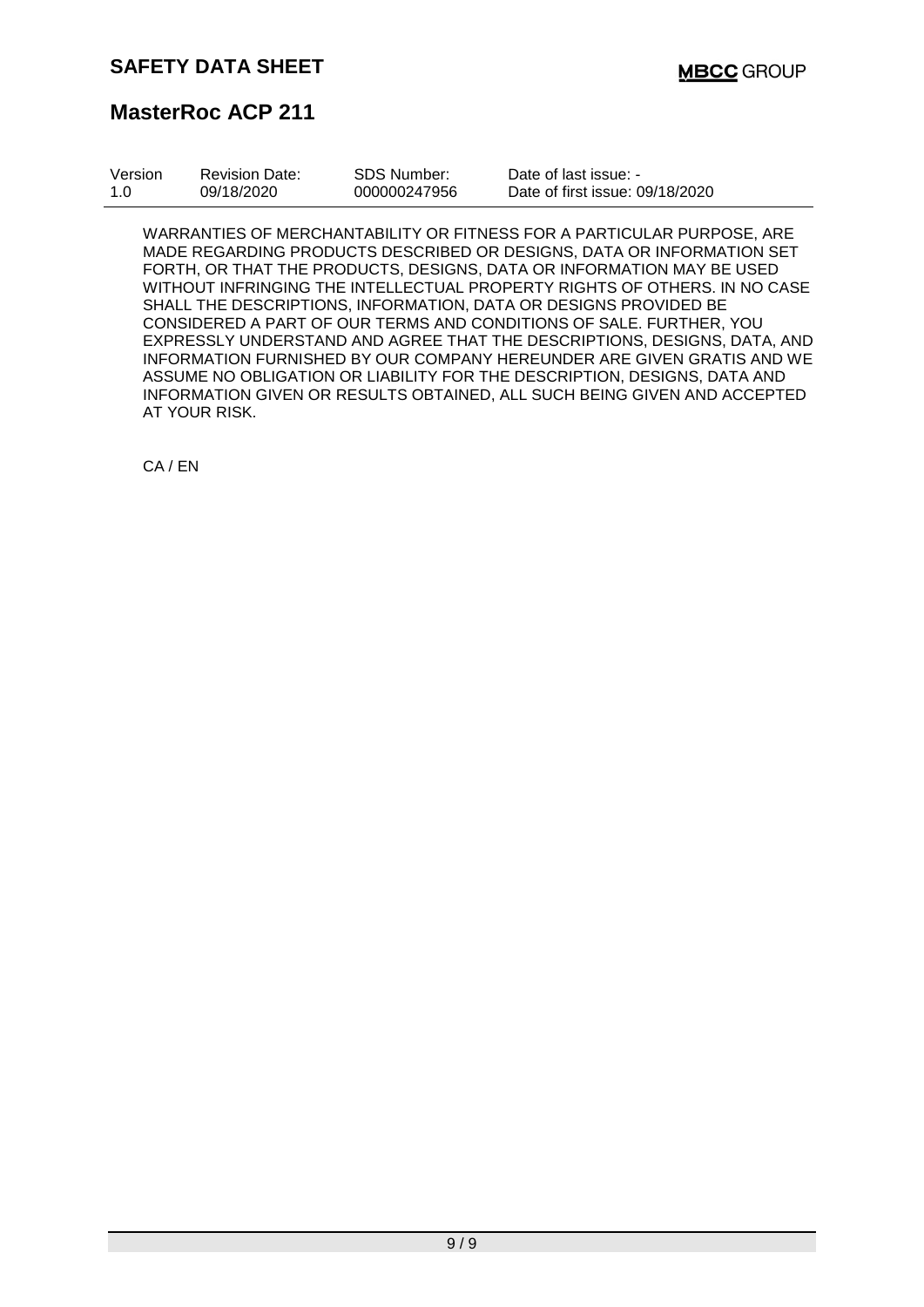WARRANTIES OF MERCHANTABILITY OR FITNESS FOR A PARTICULAR PURPOSE, ARE MADE REGARDING PRODUCTS DESCRIBED OR DESIGNS, DATA OR INFORMATION SET FORTH, OR THAT THE PRODUCTS, DESIGNS, DATA OR INFORMATION MAY BE USED WITHOUT INFRINGING THE INTELLECTUAL PROPERTY RIGHTS OF OTHERS. IN NO CASE SHALL THE DESCRIPTIONS, INFORMATION, DATA OR DESIGNS PROVIDED BE CONSIDERED A PART OF OUR TERMS AND CONDITIONS OF SALE. FURTHER, YOU EXPRESSLY UNDERSTAND AND AGREE THAT THE DESCRIPTIONS, DESIGNS, DATA, AND INFORMATION FURNISHED BY OUR COMPANY HEREUNDER ARE GIVEN GRATIS AND WE ASSUME NO OBLIGATION OR LIABILITY FOR THE DESCRIPTION, DESIGNS, DATA AND INFORMATION GIVEN OR RESULTS OBTAINED, ALL SUCH BEING GIVEN AND ACCEPTED AT YOUR RISK.

CA / EN